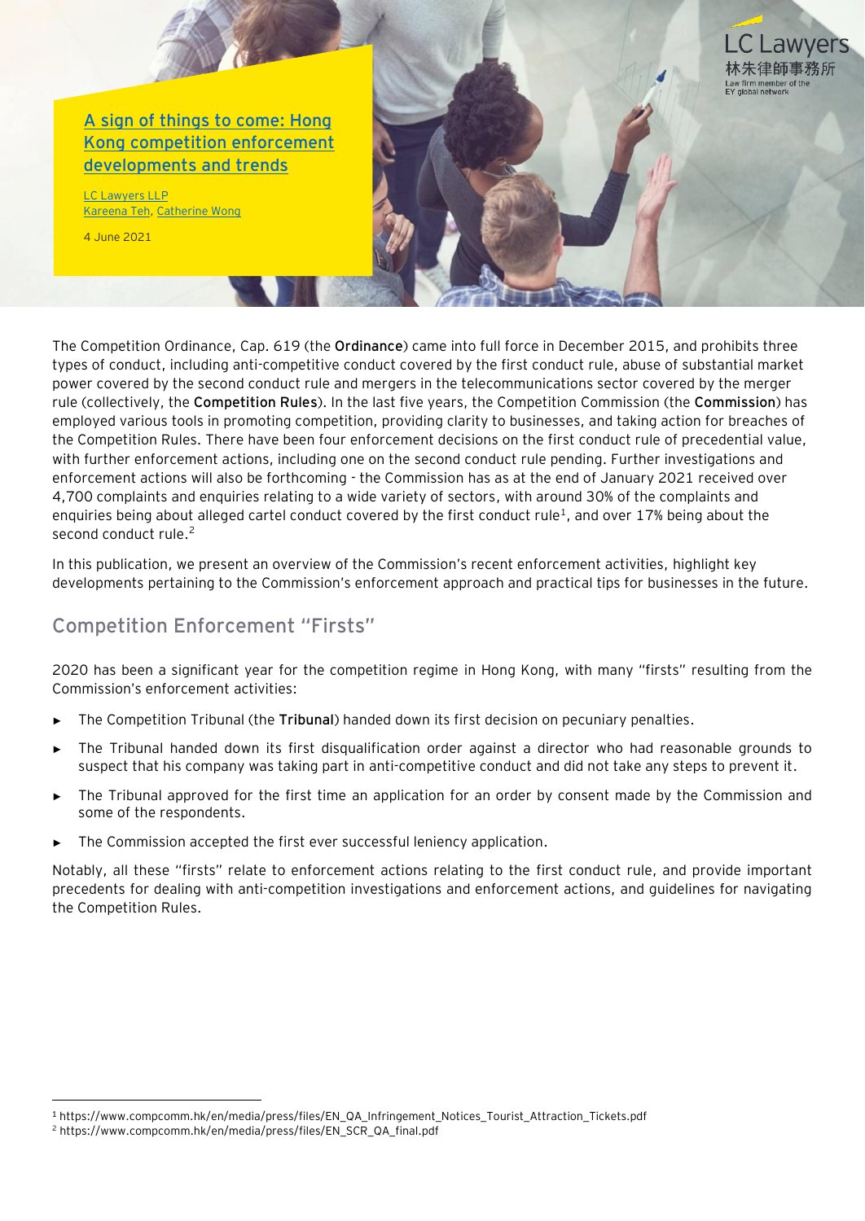# A sign of things to come: Hong Kong competition enforcement developments and trends

LC Lawyers LLP
Kareena Teh, Catherine Wong

4 June 2021

The Competition Ordinance, Cap. 619 (the **Ordinance**) came into full force in December 2015, and prohibits three types of conduct, including anti-competitive conduct covered by the first conduct rule, abuse of substantial market power covered by the second conduct rule and mergers in the telecommunications sector covered by the merger rule (collectively, the **Competition Rules**). In the last five years, the Competition Commission (the **Commission**) has employed various tools in promoting competition, providing clarity to businesses, and taking action for breaches of the Competition Rules. There have been four enforcement decisions on the first conduct rule of precedential value, with further enforcement actions, including one on the second conduct rule pending. Further investigations and enforcement actions will also be forthcoming - the Commission has as at the end of January 2021 received over 4,700 complaints and enquiries relating to a wide variety of sectors, with around 30% of the complaints and enquiries being about alleged cartel conduct covered by the first conduct rule[1], and over 17% being about the second conduct rule.[2]

In this publication, we present an overview of the Commission's recent enforcement activities, highlight key developments pertaining to the Commission's enforcement approach and practical tips for businesses in the future.

## Competition Enforcement "Firsts"

2020 has been a significant year for the competition regime in Hong Kong, with many "firsts" resulting from the Commission's enforcement activities:

- The Competition Tribunal (the **Tribunal**) handed down its first decision on pecuniary penalties.
- The Tribunal handed down its first disqualification order against a director who had reasonable grounds to suspect that his company was taking part in anti-competitive conduct and did not take any steps to prevent it.
- The Tribunal approved for the first time an application for an order by consent made by the Commission and some of the respondents.
- The Commission accepted the first ever successful leniency application.

Notably, all these "firsts" relate to enforcement actions relating to the first conduct rule, and provide important precedents for dealing with anti-competition investigations and enforcement actions, and guidelines for navigating the Competition Rules.

[1] https://www.compcomm.hk/en/media/press/files/EN_QA_Infringement_Notices_Tourist_Attraction_Tickets.pdf
[2] https://www.compcomm.hk/en/media/press/files/EN_SCR_QA_final.pdf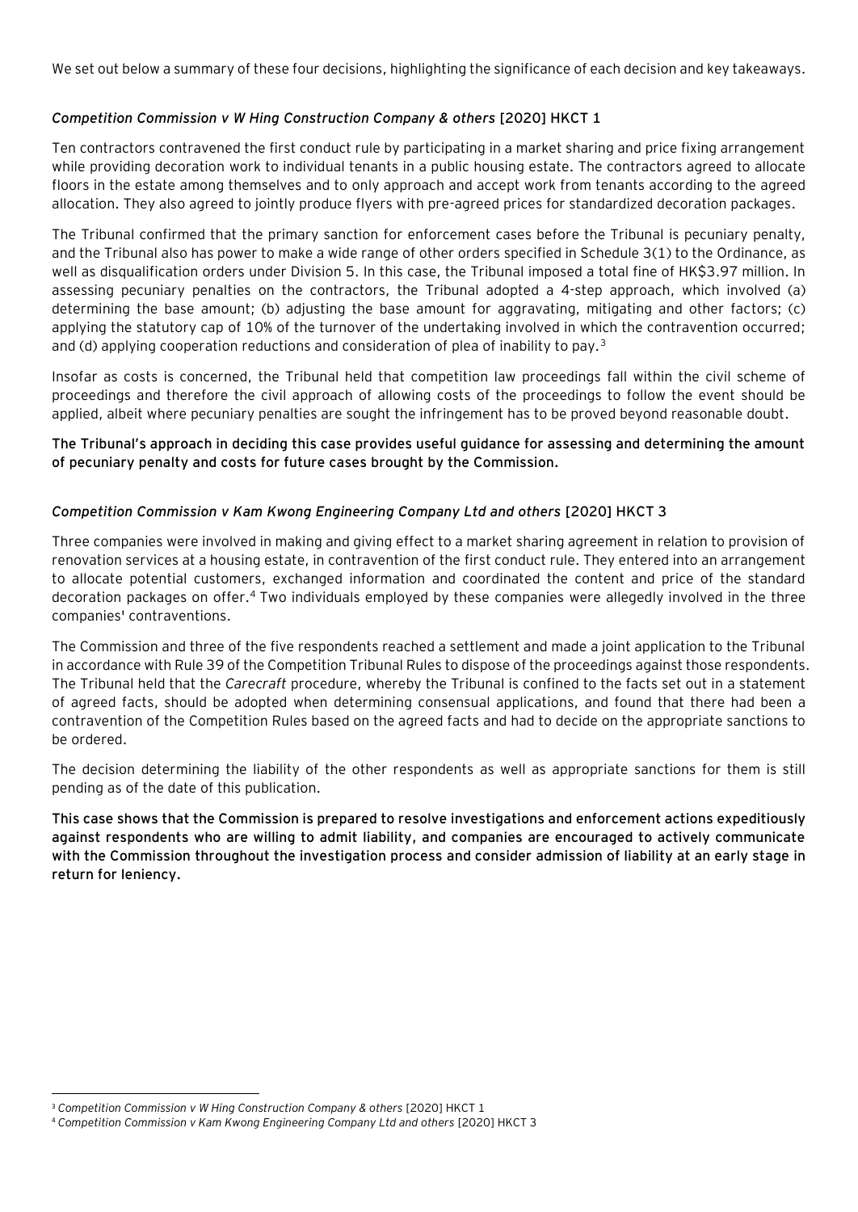We set out below a summary of these four decisions, highlighting the significance of each decision and key takeaways.

### *Competition Commission v W Hing Construction Company & others* [2020] HKCT 1

Ten contractors contravened the first conduct rule by participating in a market sharing and price fixing arrangement while providing decoration work to individual tenants in a public housing estate. The contractors agreed to allocate floors in the estate among themselves and to only approach and accept work from tenants according to the agreed allocation. They also agreed to jointly produce flyers with pre-agreed prices for standardized decoration packages.

The Tribunal confirmed that the primary sanction for enforcement cases before the Tribunal is pecuniary penalty, and the Tribunal also has power to make a wide range of other orders specified in Schedule 3(1) to the Ordinance, as well as disqualification orders under Division 5. In this case, the Tribunal imposed a total fine of HK$3.97 million. In assessing pecuniary penalties on the contractors, the Tribunal adopted a 4-step approach, which involved (a) determining the base amount; (b) adjusting the base amount for aggravating, mitigating and other factors; (c) applying the statutory cap of 10% of the turnover of the undertaking involved in which the contravention occurred; and (d) applying cooperation reductions and consideration of plea of inability to pay.[3]

Insofar as costs is concerned, the Tribunal held that competition law proceedings fall within the civil scheme of proceedings and therefore the civil approach of allowing costs of the proceedings to follow the event should be applied, albeit where pecuniary penalties are sought the infringement has to be proved beyond reasonable doubt.

**The Tribunal's approach in deciding this case provides useful guidance for assessing and determining the amount of pecuniary penalty and costs for future cases brought by the Commission.**

### *Competition Commission v Kam Kwong Engineering Company Ltd and others* [2020] HKCT 3

Three companies were involved in making and giving effect to a market sharing agreement in relation to provision of renovation services at a housing estate, in contravention of the first conduct rule. They entered into an arrangement to allocate potential customers, exchanged information and coordinated the content and price of the standard decoration packages on offer.[4] Two individuals employed by these companies were allegedly involved in the three companies' contraventions.

The Commission and three of the five respondents reached a settlement and made a joint application to the Tribunal in accordance with Rule 39 of the Competition Tribunal Rules to dispose of the proceedings against those respondents. The Tribunal held that the *Carecraft* procedure, whereby the Tribunal is confined to the facts set out in a statement of agreed facts, should be adopted when determining consensual applications, and found that there had been a contravention of the Competition Rules based on the agreed facts and had to decide on the appropriate sanctions to be ordered.

The decision determining the liability of the other respondents as well as appropriate sanctions for them is still pending as of the date of this publication.

**This case shows that the Commission is prepared to resolve investigations and enforcement actions expeditiously against respondents who are willing to admit liability, and companies are encouraged to actively communicate with the Commission throughout the investigation process and consider admission of liability at an early stage in return for leniency.**

---

[3] *Competition Commission v W Hing Construction Company & others* [2020] HKCT 1

[4] *Competition Commission v Kam Kwong Engineering Company Ltd and others* [2020] HKCT 3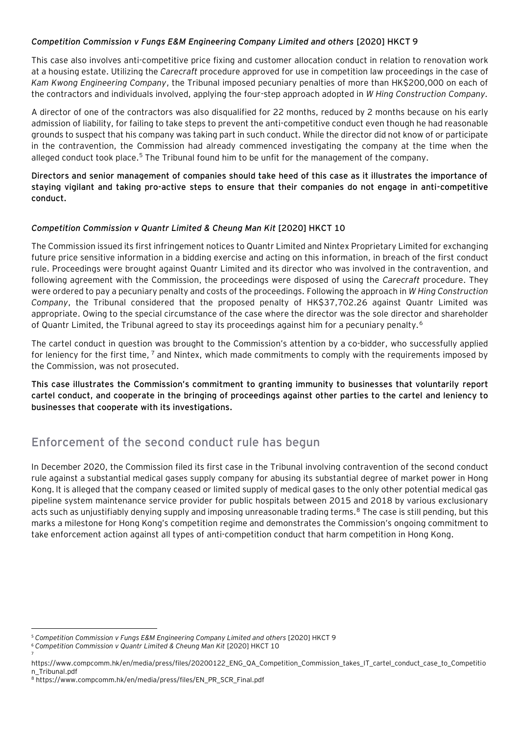### *Competition Commission v Fungs E&M Engineering Company Limited and others* [2020] HKCT 9

This case also involves anti-competitive price fixing and customer allocation conduct in relation to renovation work at a housing estate. Utilizing the *Carecraft* procedure approved for use in competition law proceedings in the case of *Kam Kwong Engineering Company*, the Tribunal imposed pecuniary penalties of more than HK$200,000 on each of the contractors and individuals involved, applying the four-step approach adopted in *W Hing Construction Company*.

A director of one of the contractors was also disqualified for 22 months, reduced by 2 months because on his early admission of liability, for failing to take steps to prevent the anti-competitive conduct even though he had reasonable grounds to suspect that his company was taking part in such conduct. While the director did not know of or participate in the contravention, the Commission had already commenced investigating the company at the time when the alleged conduct took place.[5] The Tribunal found him to be unfit for the management of the company.

**Directors and senior management of companies should take heed of this case as it illustrates the importance of staying vigilant and taking pro-active steps to ensure that their companies do not engage in anti-competitive conduct.**

### *Competition Commission v Quantr Limited & Cheung Man Kit* [2020] HKCT 10

The Commission issued its first infringement notices to Quantr Limited and Nintex Proprietary Limited for exchanging future price sensitive information in a bidding exercise and acting on this information, in breach of the first conduct rule. Proceedings were brought against Quantr Limited and its director who was involved in the contravention, and following agreement with the Commission, the proceedings were disposed of using the *Carecraft* procedure. They were ordered to pay a pecuniary penalty and costs of the proceedings. Following the approach in *W Hing Construction Company*, the Tribunal considered that the proposed penalty of HK$37,702.26 against Quantr Limited was appropriate. Owing to the special circumstance of the case where the director was the sole director and shareholder of Quantr Limited, the Tribunal agreed to stay its proceedings against him for a pecuniary penalty.[6]

The cartel conduct in question was brought to the Commission's attention by a co-bidder, who successfully applied for leniency for the first time, [7] and Nintex, which made commitments to comply with the requirements imposed by the Commission, was not prosecuted.

**This case illustrates the Commission's commitment to granting immunity to businesses that voluntarily report cartel conduct, and cooperate in the bringing of proceedings against other parties to the cartel and leniency to businesses that cooperate with its investigations.**

## Enforcement of the second conduct rule has begun

In December 2020, the Commission filed its first case in the Tribunal involving contravention of the second conduct rule against a substantial medical gases supply company for abusing its substantial degree of market power in Hong Kong. It is alleged that the company ceased or limited supply of medical gases to the only other potential medical gas pipeline system maintenance service provider for public hospitals between 2015 and 2018 by various exclusionary acts such as unjustifiably denying supply and imposing unreasonable trading terms.[8] The case is still pending, but this marks a milestone for Hong Kong's competition regime and demonstrates the Commission's ongoing commitment to take enforcement action against all types of anti-competition conduct that harm competition in Hong Kong.

---

[5] *Competition Commission v Fungs E&M Engineering Company Limited and others* [2020] HKCT 9

[6] *Competition Commission v Quantr Limited & Cheung Man Kit* [2020] HKCT 10

[7] https://www.compcomm.hk/en/media/press/files/20200122_ENG_QA_Competition_Commission_takes_IT_cartel_conduct_case_to_Competition_Tribunal.pdf

[8] https://www.compcomm.hk/en/media/press/files/EN_PR_SCR_Final.pdf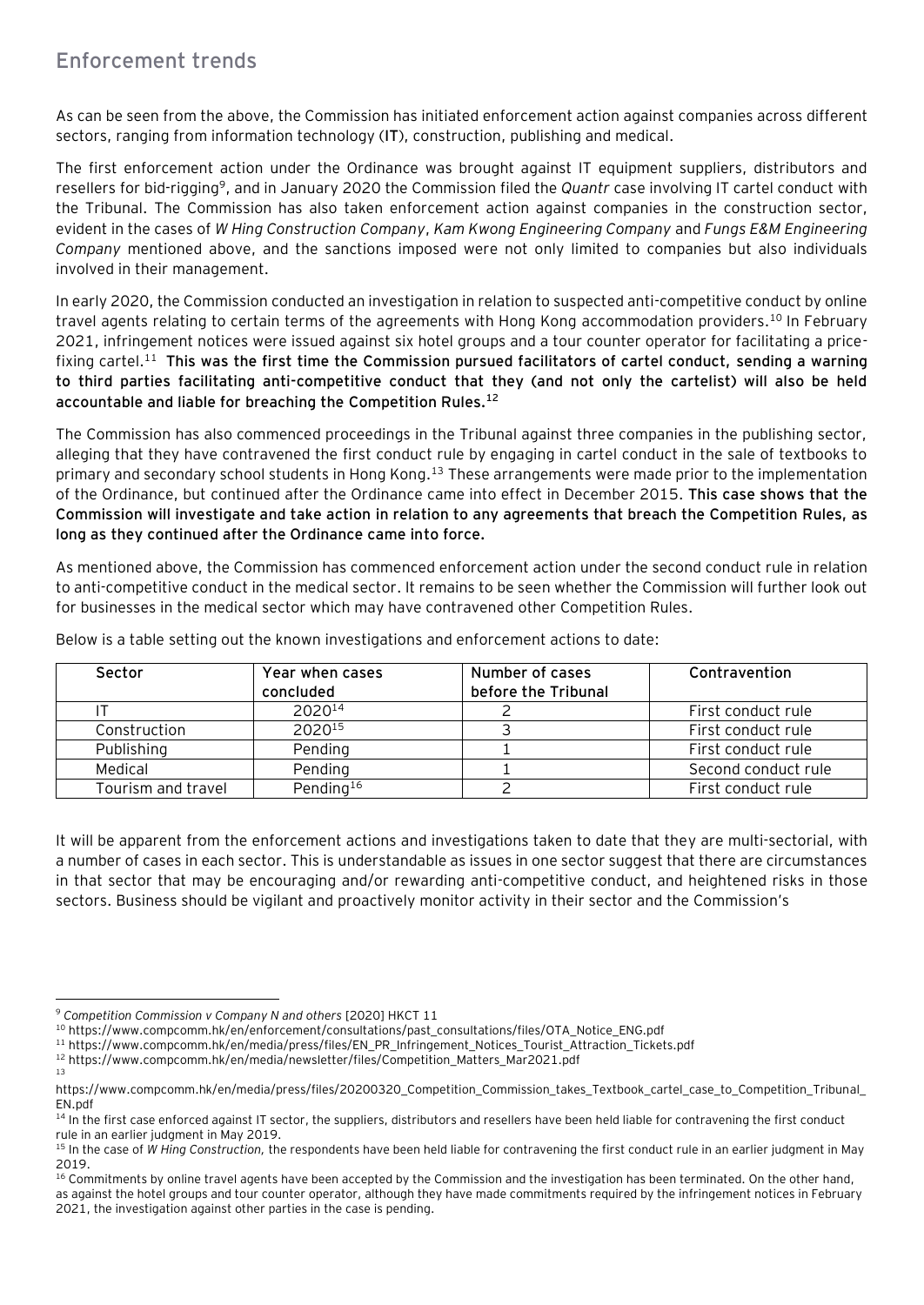## Enforcement trends

As can be seen from the above, the Commission has initiated enforcement action against companies across different sectors, ranging from information technology (**IT**), construction, publishing and medical.

The first enforcement action under the Ordinance was brought against IT equipment suppliers, distributors and resellers for bid-rigging[9], and in January 2020 the Commission filed the *Quantr* case involving IT cartel conduct with the Tribunal. The Commission has also taken enforcement action against companies in the construction sector, evident in the cases of *W Hing Construction Company*, *Kam Kwong Engineering Company* and *Fungs E&M Engineering Company* mentioned above, and the sanctions imposed were not only limited to companies but also individuals involved in their management.

In early 2020, the Commission conducted an investigation in relation to suspected anti-competitive conduct by online travel agents relating to certain terms of the agreements with Hong Kong accommodation providers.[10] In February 2021, infringement notices were issued against six hotel groups and a tour counter operator for facilitating a price-fixing cartel.[11] **This was the first time the Commission pursued facilitators of cartel conduct, sending a warning to third parties facilitating anti-competitive conduct that they (and not only the cartelist) will also be held accountable and liable for breaching the Competition Rules.[12]**

The Commission has also commenced proceedings in the Tribunal against three companies in the publishing sector, alleging that they have contravened the first conduct rule by engaging in cartel conduct in the sale of textbooks to primary and secondary school students in Hong Kong.[13] These arrangements were made prior to the implementation of the Ordinance, but continued after the Ordinance came into effect in December 2015. **This case shows that the Commission will investigate and take action in relation to any agreements that breach the Competition Rules, as long as they continued after the Ordinance came into force.**

As mentioned above, the Commission has commenced enforcement action under the second conduct rule in relation to anti-competitive conduct in the medical sector. It remains to be seen whether the Commission will further look out for businesses in the medical sector which may have contravened other Competition Rules.

Below is a table setting out the known investigations and enforcement actions to date:

| Sector | Year when cases concluded | Number of cases before the Tribunal | Contravention |
|---|---|---|---|
| IT | 2020[14] | 2 | First conduct rule |
| Construction | 2020[15] | 3 | First conduct rule |
| Publishing | Pending | 1 | First conduct rule |
| Medical | Pending | 1 | Second conduct rule |
| Tourism and travel | Pending[16] | 2 | First conduct rule |

It will be apparent from the enforcement actions and investigations taken to date that they are multi-sectorial, with a number of cases in each sector. This is understandable as issues in one sector suggest that there are circumstances in that sector that may be encouraging and/or rewarding anti-competitive conduct, and heightened risks in those sectors. Business should be vigilant and proactively monitor activity in their sector and the Commission's

---

[9] *Competition Commission v Company N and others* [2020] HKCT 11

[10] https://www.compcomm.hk/en/enforcement/consultations/past_consultations/files/OTA_Notice_ENG.pdf

[11] https://www.compcomm.hk/en/media/press/files/EN_PR_Infringement_Notices_Tourist_Attraction_Tickets.pdf

[12] https://www.compcomm.hk/en/media/newsletter/files/Competition_Matters_Mar2021.pdf

[13] https://www.compcomm.hk/en/media/press/files/20200320_Competition_Commission_takes_Textbook_cartel_case_to_Competition_Tribunal_EN.pdf

[14] In the first case enforced against IT sector, the suppliers, distributors and resellers have been held liable for contravening the first conduct rule in an earlier judgment in May 2019.

[15] In the case of *W Hing Construction,* the respondents have been held liable for contravening the first conduct rule in an earlier judgment in May 2019.

[16] Commitments by online travel agents have been accepted by the Commission and the investigation has been terminated. On the other hand, as against the hotel groups and tour counter operator, although they have made commitments required by the infringement notices in February 2021, the investigation against other parties in the case is pending.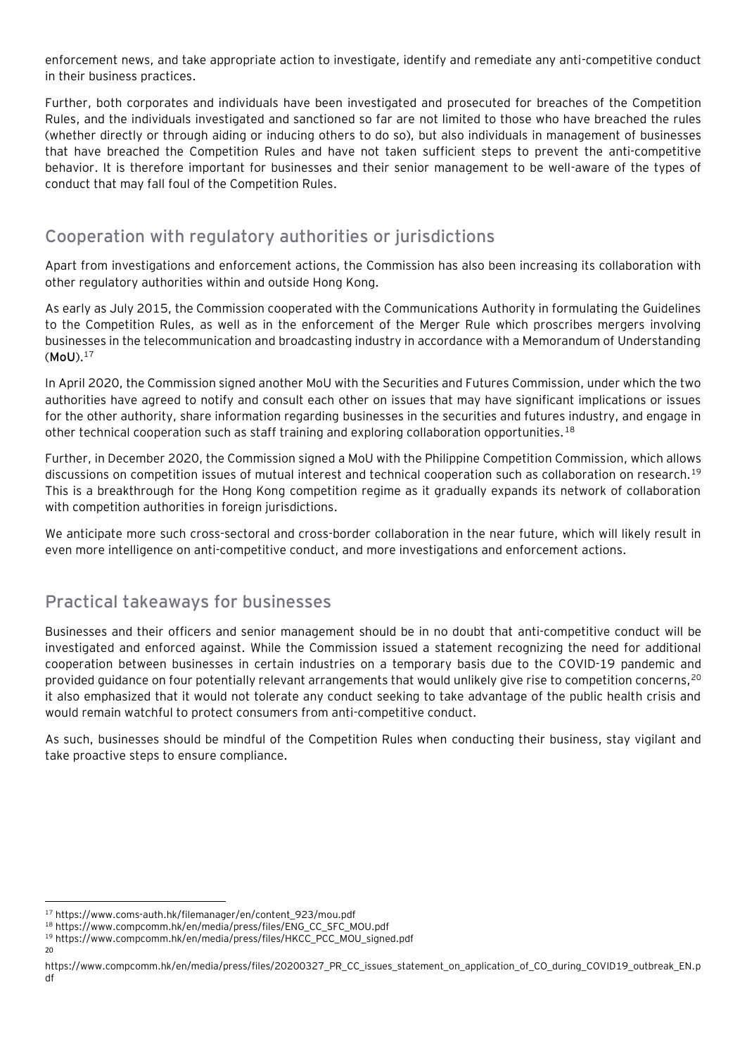enforcement news, and take appropriate action to investigate, identify and remediate any anti-competitive conduct in their business practices.

Further, both corporates and individuals have been investigated and prosecuted for breaches of the Competition Rules, and the individuals investigated and sanctioned so far are not limited to those who have breached the rules (whether directly or through aiding or inducing others to do so), but also individuals in management of businesses that have breached the Competition Rules and have not taken sufficient steps to prevent the anti-competitive behavior. It is therefore important for businesses and their senior management to be well-aware of the types of conduct that may fall foul of the Competition Rules.

## Cooperation with regulatory authorities or jurisdictions

Apart from investigations and enforcement actions, the Commission has also been increasing its collaboration with other regulatory authorities within and outside Hong Kong.

As early as July 2015, the Commission cooperated with the Communications Authority in formulating the Guidelines to the Competition Rules, as well as in the enforcement of the Merger Rule which proscribes mergers involving businesses in the telecommunication and broadcasting industry in accordance with a Memorandum of Understanding (**MoU**).[17]

In April 2020, the Commission signed another MoU with the Securities and Futures Commission, under which the two authorities have agreed to notify and consult each other on issues that may have significant implications or issues for the other authority, share information regarding businesses in the securities and futures industry, and engage in other technical cooperation such as staff training and exploring collaboration opportunities.[18]

Further, in December 2020, the Commission signed a MoU with the Philippine Competition Commission, which allows discussions on competition issues of mutual interest and technical cooperation such as collaboration on research.[19] This is a breakthrough for the Hong Kong competition regime as it gradually expands its network of collaboration with competition authorities in foreign jurisdictions.

We anticipate more such cross-sectoral and cross-border collaboration in the near future, which will likely result in even more intelligence on anti-competitive conduct, and more investigations and enforcement actions.

## Practical takeaways for businesses

Businesses and their officers and senior management should be in no doubt that anti-competitive conduct will be investigated and enforced against. While the Commission issued a statement recognizing the need for additional cooperation between businesses in certain industries on a temporary basis due to the COVID-19 pandemic and provided guidance on four potentially relevant arrangements that would unlikely give rise to competition concerns,[20] it also emphasized that it would not tolerate any conduct seeking to take advantage of the public health crisis and would remain watchful to protect consumers from anti-competitive conduct.

As such, businesses should be mindful of the Competition Rules when conducting their business, stay vigilant and take proactive steps to ensure compliance.

---

[17] https://www.coms-auth.hk/filemanager/en/content_923/mou.pdf

[18] https://www.compcomm.hk/en/media/press/files/ENG_CC_SFC_MOU.pdf

[19] https://www.compcomm.hk/en/media/press/files/HKCC_PCC_MOU_signed.pdf

[20] https://www.compcomm.hk/en/media/press/files/20200327_PR_CC_issues_statement_on_application_of_CO_during_COVID19_outbreak_EN.pdf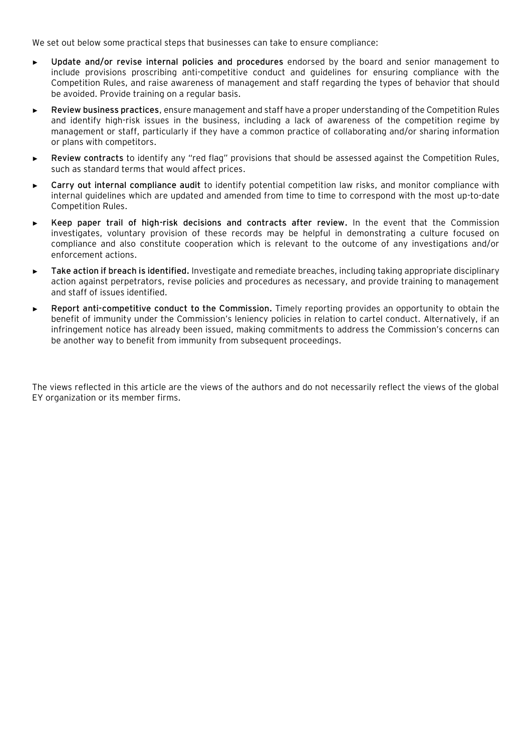We set out below some practical steps that businesses can take to ensure compliance:

- **Update and/or revise internal policies and procedures** endorsed by the board and senior management to include provisions proscribing anti-competitive conduct and guidelines for ensuring compliance with the Competition Rules, and raise awareness of management and staff regarding the types of behavior that should be avoided. Provide training on a regular basis.
- **Review business practices**, ensure management and staff have a proper understanding of the Competition Rules and identify high-risk issues in the business, including a lack of awareness of the competition regime by management or staff, particularly if they have a common practice of collaborating and/or sharing information or plans with competitors.
- **Review contracts** to identify any "red flag" provisions that should be assessed against the Competition Rules, such as standard terms that would affect prices.
- **Carry out internal compliance audit** to identify potential competition law risks, and monitor compliance with internal guidelines which are updated and amended from time to time to correspond with the most up-to-date Competition Rules.
- **Keep paper trail of high-risk decisions and contracts after review.** In the event that the Commission investigates, voluntary provision of these records may be helpful in demonstrating a culture focused on compliance and also constitute cooperation which is relevant to the outcome of any investigations and/or enforcement actions.
- **Take action if breach is identified.** Investigate and remediate breaches, including taking appropriate disciplinary action against perpetrators, revise policies and procedures as necessary, and provide training to management and staff of issues identified.
- **Report anti-competitive conduct to the Commission.** Timely reporting provides an opportunity to obtain the benefit of immunity under the Commission's leniency policies in relation to cartel conduct. Alternatively, if an infringement notice has already been issued, making commitments to address the Commission's concerns can be another way to benefit from immunity from subsequent proceedings.

The views reflected in this article are the views of the authors and do not necessarily reflect the views of the global EY organization or its member firms.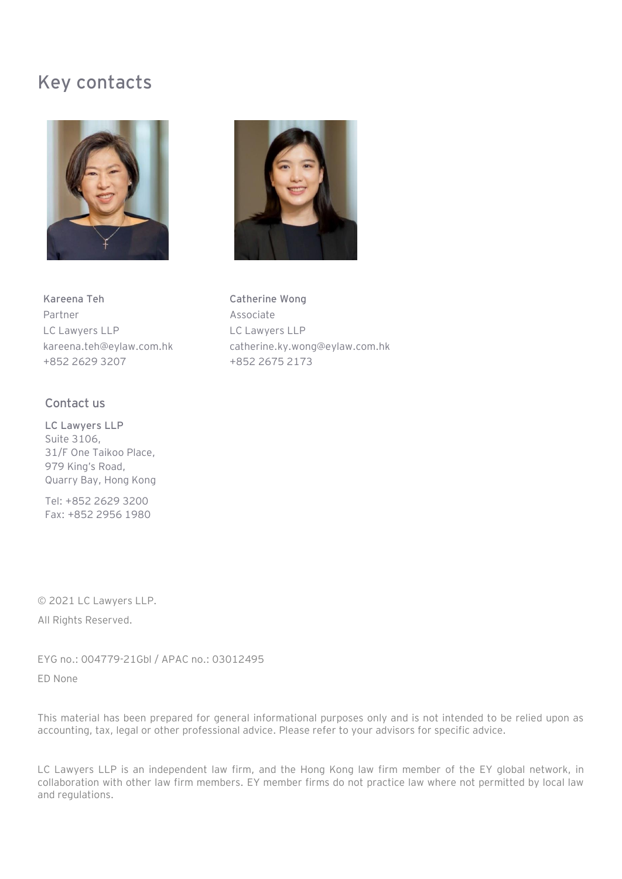# Key contacts

**Kareena Teh**
Partner
LC Lawyers LLP
kareena.teh@eylaw.com.hk
+852 2629 3207

**Catherine Wong**
Associate
LC Lawyers LLP
catherine.ky.wong@eylaw.com.hk
+852 2675 2173

## Contact us

**LC Lawyers LLP**
Suite 3106,
31/F One Taikoo Place,
979 King's Road,
Quarry Bay, Hong Kong

Tel: +852 2629 3200
Fax: +852 2956 1980

© 2021 LC Lawyers LLP.
All Rights Reserved.

EYG no.: 004779-21Gbl / APAC no.: 03012495
ED None

This material has been prepared for general informational purposes only and is not intended to be relied upon as accounting, tax, legal or other professional advice. Please refer to your advisors for specific advice.

LC Lawyers LLP is an independent law firm, and the Hong Kong law firm member of the EY global network, in collaboration with other law firm members. EY member firms do not practice law where not permitted by local law and regulations.